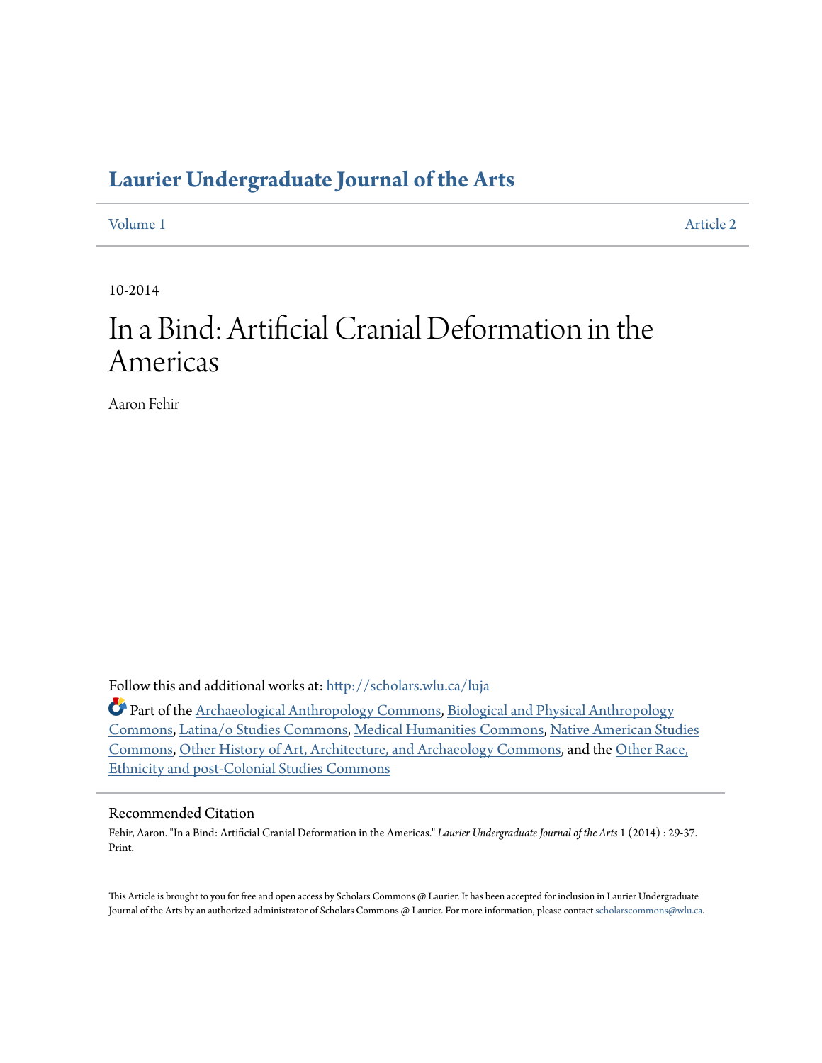# Laurier Undergraduate Journal of the Arts

Volume 1 Article 2

10-2014

# In a Bind: Artificial Cranial Deformation in the Americas

Aaron Fehir

Follow this and additional works at: http://scholars.wlu.ca/luja

Part of the Archaeological Anthropology Commons, Biological and Physical Anthropology Commons, Latina/o Studies Commons, Medical Humanities Commons, Native American Studies Commons, Other History of Art, Architecture, and Archaeology Commons, and the Other Race, Ethnicity and post-Colonial Studies Commons

## Recommended Citation

Fehir, Aaron. "In a Bind: Artificial Cranial Deformation in the Americas." *Laurier Undergraduate Journal of the Arts* 1 (2014) : 29-37. Print.

This Article is brought to you for free and open access by Scholars Commons @ Laurier. It has been accepted for inclusion in Laurier Undergraduate Journal of the Arts by an authorized administrator of Scholars Commons @ Laurier. For more information, please contact scholarscommons@wlu.ca.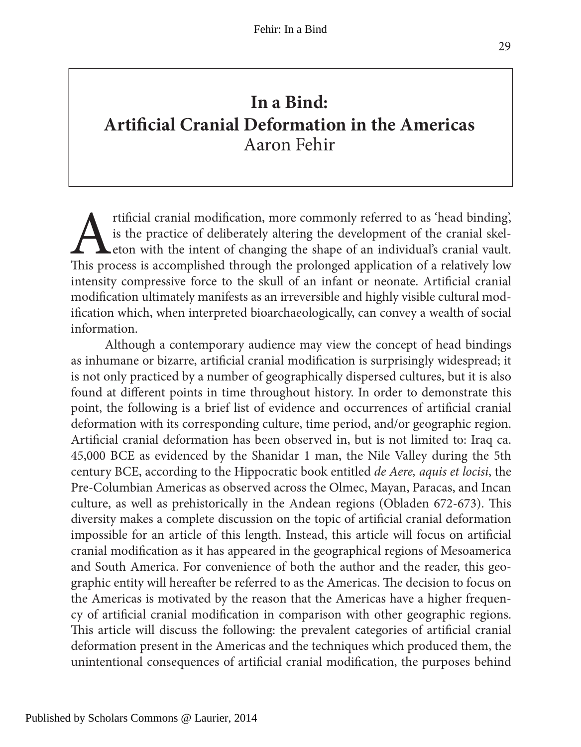# In a Bind: Artificial Cranial Deformation in the Americas

Aaron Fehir

Artificial cranial modification, more commonly referred to as 'head binding', is the practice of deliberately altering the development of the cranial skeleton with the intent of changing the shape of an individual's cranial vault. This process is accomplished through the prolonged application of a relatively low intensity compressive force to the skull of an infant or neonate. Artificial cranial modification ultimately manifests as an irreversible and highly visible cultural modification which, when interpreted bioarchaeologically, can convey a wealth of social information.

Although a contemporary audience may view the concept of head bindings as inhumane or bizarre, artificial cranial modification is surprisingly widespread; it is not only practiced by a number of geographically dispersed cultures, but it is also found at different points in time throughout history. In order to demonstrate this point, the following is a brief list of evidence and occurrences of artificial cranial deformation with its corresponding culture, time period, and/or geographic region. Artificial cranial deformation has been observed in, but is not limited to: Iraq ca. 45,000 BCE as evidenced by the Shanidar 1 man, the Nile Valley during the 5th century BCE, according to the Hippocratic book entitled *de Aere, aquis et locisi*, the Pre-Columbian Americas as observed across the Olmec, Mayan, Paracas, and Incan culture, as well as prehistorically in the Andean regions (Obladen 672-673). This diversity makes a complete discussion on the topic of artificial cranial deformation impossible for an article of this length. Instead, this article will focus on artificial cranial modification as it has appeared in the geographical regions of Mesoamerica and South America. For convenience of both the author and the reader, this geographic entity will hereafter be referred to as the Americas. The decision to focus on the Americas is motivated by the reason that the Americas have a higher frequency of artificial cranial modification in comparison with other geographic regions. This article will discuss the following: the prevalent categories of artificial cranial deformation present in the Americas and the techniques which produced them, the unintentional consequences of artificial cranial modification, the purposes behind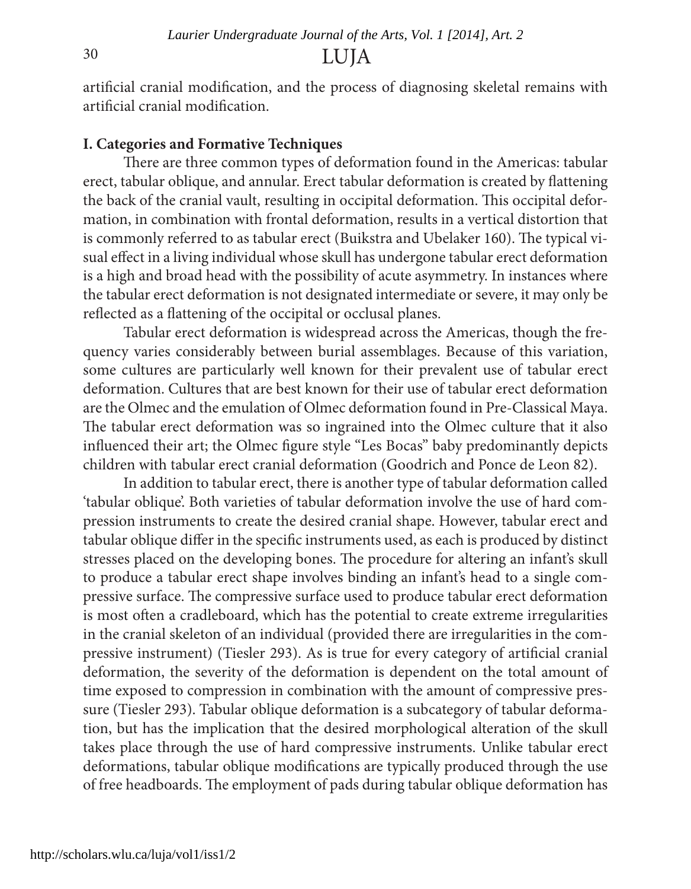artificial cranial modification, and the process of diagnosing skeletal remains with artificial cranial modification.

**I. Categories and Formative Techniques**

There are three common types of deformation found in the Americas: tabular erect, tabular oblique, and annular. Erect tabular deformation is created by flattening the back of the cranial vault, resulting in occipital deformation. This occipital deformation, in combination with frontal deformation, results in a vertical distortion that is commonly referred to as tabular erect (Buikstra and Ubelaker 160). The typical visual effect in a living individual whose skull has undergone tabular erect deformation is a high and broad head with the possibility of acute asymmetry. In instances where the tabular erect deformation is not designated intermediate or severe, it may only be reflected as a flattening of the occipital or occlusal planes.

Tabular erect deformation is widespread across the Americas, though the frequency varies considerably between burial assemblages. Because of this variation, some cultures are particularly well known for their prevalent use of tabular erect deformation. Cultures that are best known for their use of tabular erect deformation are the Olmec and the emulation of Olmec deformation found in Pre-Classical Maya. The tabular erect deformation was so ingrained into the Olmec culture that it also influenced their art; the Olmec figure style "Les Bocas" baby predominantly depicts children with tabular erect cranial deformation (Goodrich and Ponce de Leon 82).

In addition to tabular erect, there is another type of tabular deformation called 'tabular oblique'. Both varieties of tabular deformation involve the use of hard compression instruments to create the desired cranial shape. However, tabular erect and tabular oblique differ in the specific instruments used, as each is produced by distinct stresses placed on the developing bones. The procedure for altering an infant's skull to produce a tabular erect shape involves binding an infant's head to a single compressive surface. The compressive surface used to produce tabular erect deformation is most often a cradleboard, which has the potential to create extreme irregularities in the cranial skeleton of an individual (provided there are irregularities in the compressive instrument) (Tiesler 293). As is true for every category of artificial cranial deformation, the severity of the deformation is dependent on the total amount of time exposed to compression in combination with the amount of compressive pressure (Tiesler 293). Tabular oblique deformation is a subcategory of tabular deformation, but has the implication that the desired morphological alteration of the skull takes place through the use of hard compressive instruments. Unlike tabular erect deformations, tabular oblique modifications are typically produced through the use of free headboards. The employment of pads during tabular oblique deformation has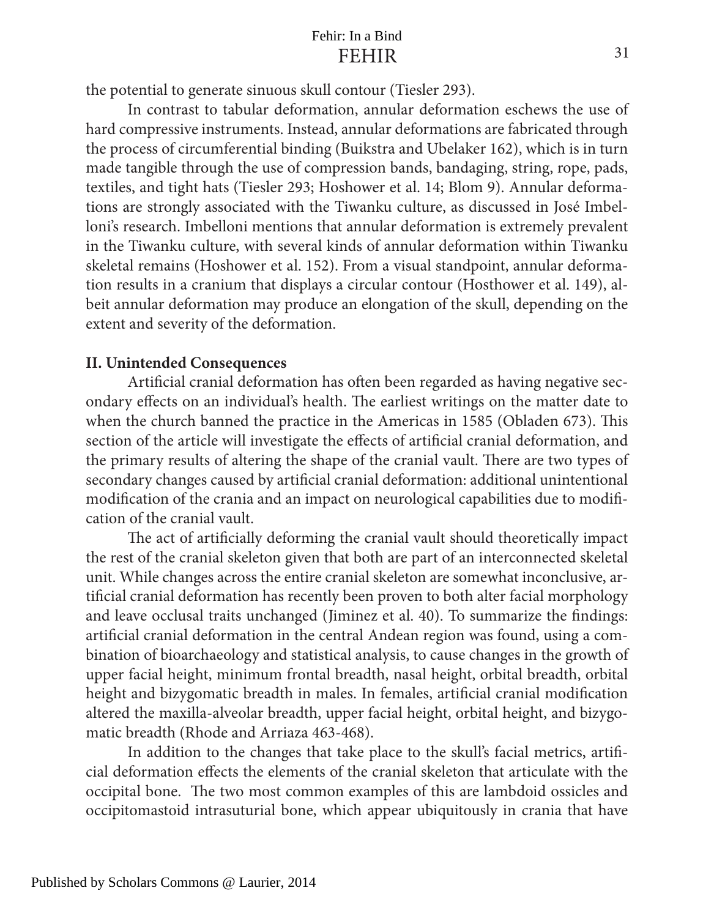the potential to generate sinuous skull contour (Tiesler 293).

In contrast to tabular deformation, annular deformation eschews the use of hard compressive instruments. Instead, annular deformations are fabricated through the process of circumferential binding (Buikstra and Ubelaker 162), which is in turn made tangible through the use of compression bands, bandaging, string, rope, pads, textiles, and tight hats (Tiesler 293; Hoshower et al. 14; Blom 9). Annular deformations are strongly associated with the Tiwanku culture, as discussed in José Imbelloni's research. Imbelloni mentions that annular deformation is extremely prevalent in the Tiwanku culture, with several kinds of annular deformation within Tiwanku skeletal remains (Hoshower et al. 152). From a visual standpoint, annular deformation results in a cranium that displays a circular contour (Hosthower et al. 149), albeit annular deformation may produce an elongation of the skull, depending on the extent and severity of the deformation.

**II. Unintended Consequences**

Artificial cranial deformation has often been regarded as having negative secondary effects on an individual's health. The earliest writings on the matter date to when the church banned the practice in the Americas in 1585 (Obladen 673). This section of the article will investigate the effects of artificial cranial deformation, and the primary results of altering the shape of the cranial vault. There are two types of secondary changes caused by artificial cranial deformation: additional unintentional modification of the crania and an impact on neurological capabilities due to modification of the cranial vault.

The act of artificially deforming the cranial vault should theoretically impact the rest of the cranial skeleton given that both are part of an interconnected skeletal unit. While changes across the entire cranial skeleton are somewhat inconclusive, artificial cranial deformation has recently been proven to both alter facial morphology and leave occlusal traits unchanged (Jiminez et al. 40). To summarize the findings: artificial cranial deformation in the central Andean region was found, using a combination of bioarchaeology and statistical analysis, to cause changes in the growth of upper facial height, minimum frontal breadth, nasal height, orbital breadth, orbital height and bizygomatic breadth in males. In females, artificial cranial modification altered the maxilla-alveolar breadth, upper facial height, orbital height, and bizygomatic breadth (Rhode and Arriaza 463-468).

In addition to the changes that take place to the skull's facial metrics, artificial deformation effects the elements of the cranial skeleton that articulate with the occipital bone. The two most common examples of this are lambdoid ossicles and occipitomastoid intrasuturial bone, which appear ubiquitously in crania that have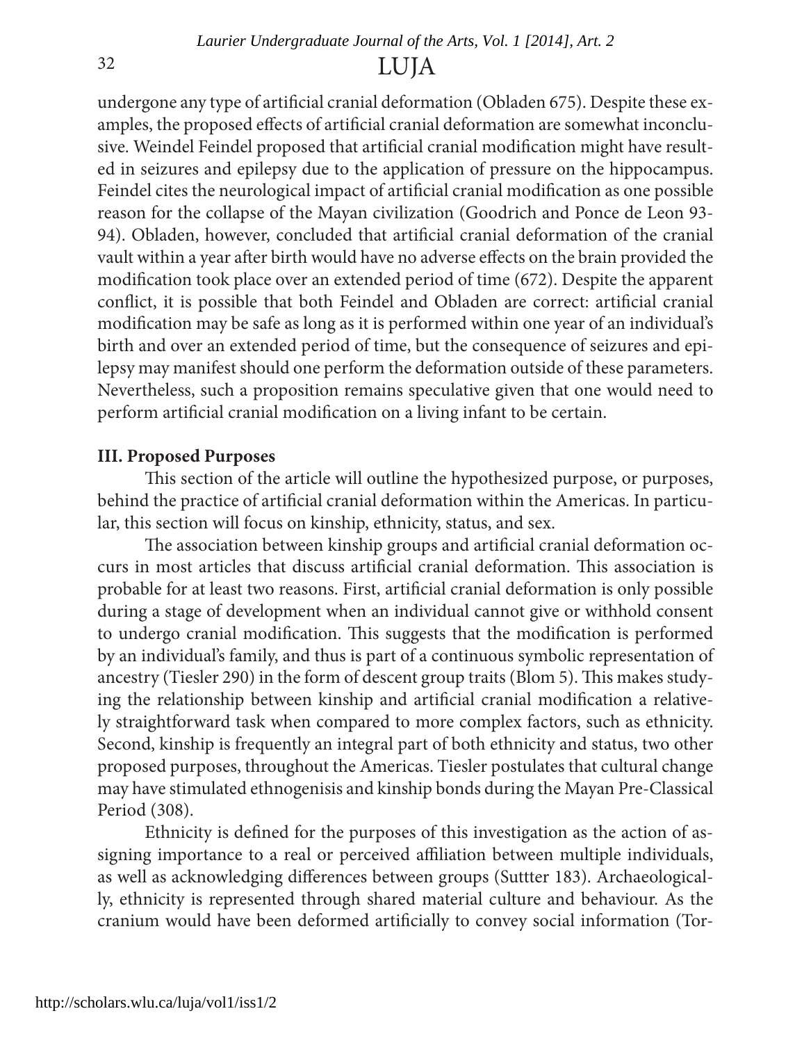undergone any type of artificial cranial deformation (Obladen 675). Despite these examples, the proposed effects of artificial cranial deformation are somewhat inconclusive. Weindel Feindel proposed that artificial cranial modification might have resulted in seizures and epilepsy due to the application of pressure on the hippocampus. Feindel cites the neurological impact of artificial cranial modification as one possible reason for the collapse of the Mayan civilization (Goodrich and Ponce de Leon 93-94). Obladen, however, concluded that artificial cranial deformation of the cranial vault within a year after birth would have no adverse effects on the brain provided the modification took place over an extended period of time (672). Despite the apparent conflict, it is possible that both Feindel and Obladen are correct: artificial cranial modification may be safe as long as it is performed within one year of an individual's birth and over an extended period of time, but the consequence of seizures and epilepsy may manifest should one perform the deformation outside of these parameters. Nevertheless, such a proposition remains speculative given that one would need to perform artificial cranial modification on a living infant to be certain.

**III. Proposed Purposes**

This section of the article will outline the hypothesized purpose, or purposes, behind the practice of artificial cranial deformation within the Americas. In particular, this section will focus on kinship, ethnicity, status, and sex.

The association between kinship groups and artificial cranial deformation occurs in most articles that discuss artificial cranial deformation. This association is probable for at least two reasons. First, artificial cranial deformation is only possible during a stage of development when an individual cannot give or withhold consent to undergo cranial modification. This suggests that the modification is performed by an individual's family, and thus is part of a continuous symbolic representation of ancestry (Tiesler 290) in the form of descent group traits (Blom 5). This makes studying the relationship between kinship and artificial cranial modification a relatively straightforward task when compared to more complex factors, such as ethnicity. Second, kinship is frequently an integral part of both ethnicity and status, two other proposed purposes, throughout the Americas. Tiesler postulates that cultural change may have stimulated ethnogenisis and kinship bonds during the Mayan Pre-Classical Period (308).

Ethnicity is defined for the purposes of this investigation as the action of assigning importance to a real or perceived affiliation between multiple individuals, as well as acknowledging differences between groups (Suttter 183). Archaeologically, ethnicity is represented through shared material culture and behaviour. As the cranium would have been deformed artificially to convey social information (Tor-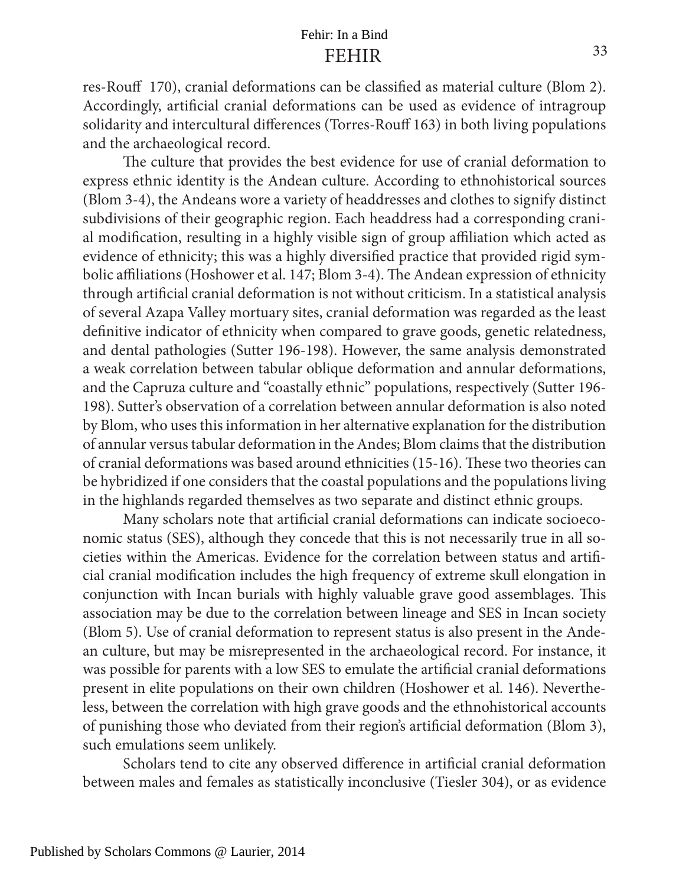res-Rouff 170), cranial deformations can be classified as material culture (Blom 2). Accordingly, artificial cranial deformations can be used as evidence of intragroup solidarity and intercultural differences (Torres-Rouff 163) in both living populations and the archaeological record.

The culture that provides the best evidence for use of cranial deformation to express ethnic identity is the Andean culture. According to ethnohistorical sources (Blom 3-4), the Andeans wore a variety of headdresses and clothes to signify distinct subdivisions of their geographic region. Each headdress had a corresponding cranial modification, resulting in a highly visible sign of group affiliation which acted as evidence of ethnicity; this was a highly diversified practice that provided rigid symbolic affiliations (Hoshower et al. 147; Blom 3-4). The Andean expression of ethnicity through artificial cranial deformation is not without criticism. In a statistical analysis of several Azapa Valley mortuary sites, cranial deformation was regarded as the least definitive indicator of ethnicity when compared to grave goods, genetic relatedness, and dental pathologies (Sutter 196-198). However, the same analysis demonstrated a weak correlation between tabular oblique deformation and annular deformations, and the Capruza culture and "coastally ethnic" populations, respectively (Sutter 196-198). Sutter's observation of a correlation between annular deformation is also noted by Blom, who uses this information in her alternative explanation for the distribution of annular versus tabular deformation in the Andes; Blom claims that the distribution of cranial deformations was based around ethnicities (15-16). These two theories can be hybridized if one considers that the coastal populations and the populations living in the highlands regarded themselves as two separate and distinct ethnic groups.

Many scholars note that artificial cranial deformations can indicate socioeconomic status (SES), although they concede that this is not necessarily true in all societies within the Americas. Evidence for the correlation between status and artificial cranial modification includes the high frequency of extreme skull elongation in conjunction with Incan burials with highly valuable grave good assemblages. This association may be due to the correlation between lineage and SES in Incan society (Blom 5). Use of cranial deformation to represent status is also present in the Andean culture, but may be misrepresented in the archaeological record. For instance, it was possible for parents with a low SES to emulate the artificial cranial deformations present in elite populations on their own children (Hoshower et al. 146). Nevertheless, between the correlation with high grave goods and the ethnohistorical accounts of punishing those who deviated from their region's artificial deformation (Blom 3), such emulations seem unlikely.

Scholars tend to cite any observed difference in artificial cranial deformation between males and females as statistically inconclusive (Tiesler 304), or as evidence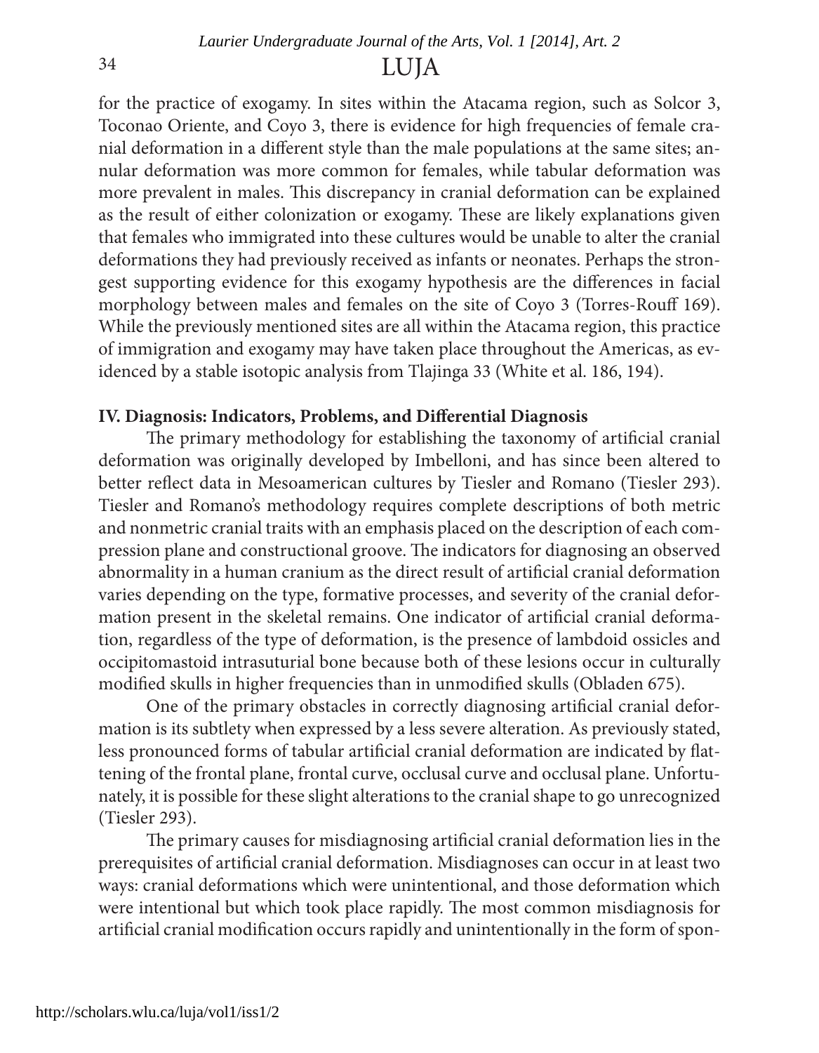for the practice of exogamy. In sites within the Atacama region, such as Solcor 3, Toconao Oriente, and Coyo 3, there is evidence for high frequencies of female cranial deformation in a different style than the male populations at the same sites; annular deformation was more common for females, while tabular deformation was more prevalent in males. This discrepancy in cranial deformation can be explained as the result of either colonization or exogamy. These are likely explanations given that females who immigrated into these cultures would be unable to alter the cranial deformations they had previously received as infants or neonates. Perhaps the strongest supporting evidence for this exogamy hypothesis are the differences in facial morphology between males and females on the site of Coyo 3 (Torres-Rouff 169). While the previously mentioned sites are all within the Atacama region, this practice of immigration and exogamy may have taken place throughout the Americas, as evidenced by a stable isotopic analysis from Tlajinga 33 (White et al. 186, 194).

**IV. Diagnosis: Indicators, Problems, and Differential Diagnosis**

The primary methodology for establishing the taxonomy of artificial cranial deformation was originally developed by Imbelloni, and has since been altered to better reflect data in Mesoamerican cultures by Tiesler and Romano (Tiesler 293). Tiesler and Romano's methodology requires complete descriptions of both metric and nonmetric cranial traits with an emphasis placed on the description of each compression plane and constructional groove. The indicators for diagnosing an observed abnormality in a human cranium as the direct result of artificial cranial deformation varies depending on the type, formative processes, and severity of the cranial deformation present in the skeletal remains. One indicator of artificial cranial deformation, regardless of the type of deformation, is the presence of lambdoid ossicles and occipitomastoid intrasuturial bone because both of these lesions occur in culturally modified skulls in higher frequencies than in unmodified skulls (Obladen 675).

One of the primary obstacles in correctly diagnosing artificial cranial deformation is its subtlety when expressed by a less severe alteration. As previously stated, less pronounced forms of tabular artificial cranial deformation are indicated by flattening of the frontal plane, frontal curve, occlusal curve and occlusal plane. Unfortunately, it is possible for these slight alterations to the cranial shape to go unrecognized (Tiesler 293).

The primary causes for misdiagnosing artificial cranial deformation lies in the prerequisites of artificial cranial deformation. Misdiagnoses can occur in at least two ways: cranial deformations which were unintentional, and those deformation which were intentional but which took place rapidly. The most common misdiagnosis for artificial cranial modification occurs rapidly and unintentionally in the form of spon-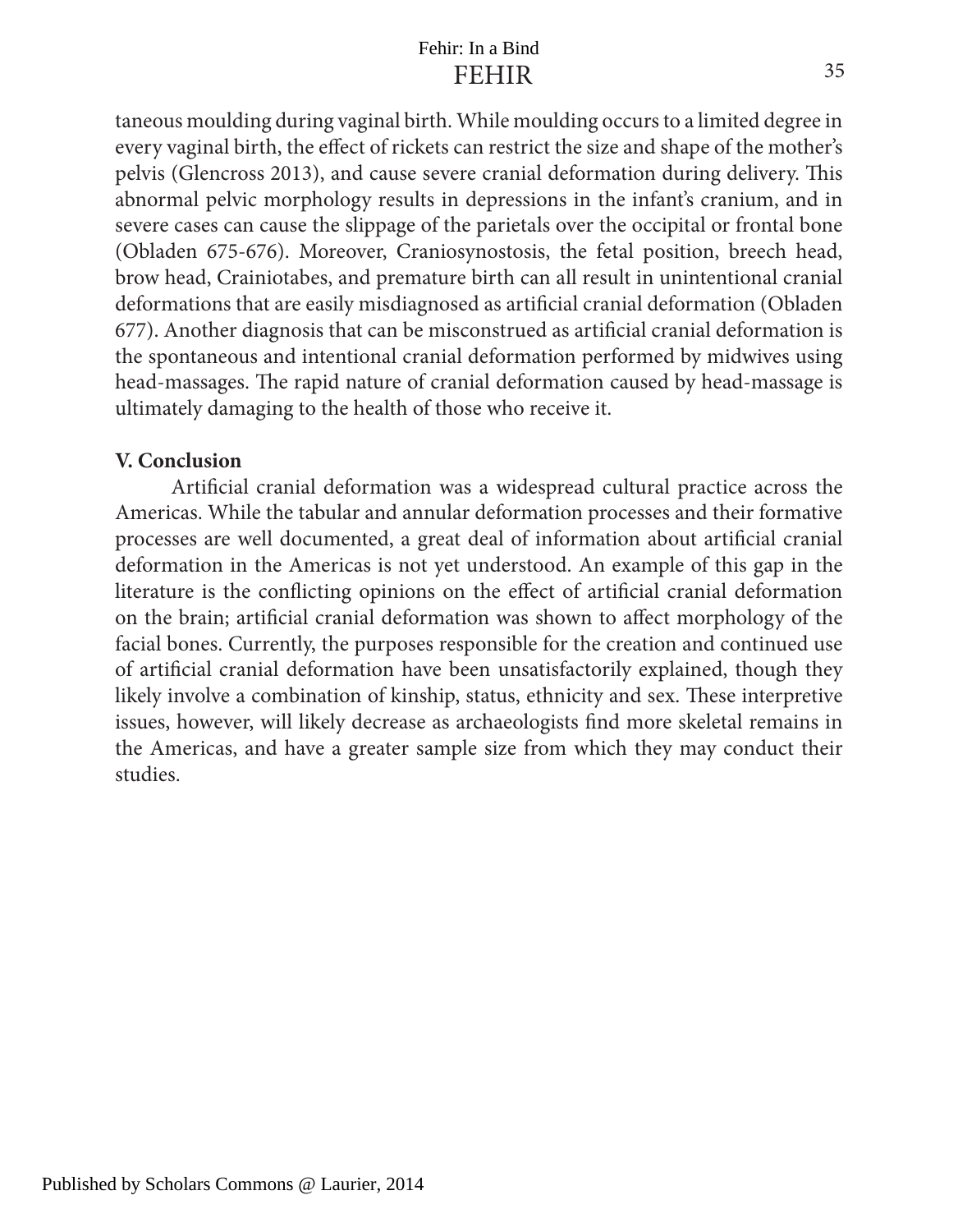taneous moulding during vaginal birth. While moulding occurs to a limited degree in every vaginal birth, the effect of rickets can restrict the size and shape of the mother's pelvis (Glencross 2013), and cause severe cranial deformation during delivery. This abnormal pelvic morphology results in depressions in the infant's cranium, and in severe cases can cause the slippage of the parietals over the occipital or frontal bone (Obladen 675-676). Moreover, Craniosynostosis, the fetal position, breech head, brow head, Crainiotabes, and premature birth can all result in unintentional cranial deformations that are easily misdiagnosed as artificial cranial deformation (Obladen 677). Another diagnosis that can be misconstrued as artificial cranial deformation is the spontaneous and intentional cranial deformation performed by midwives using head-massages. The rapid nature of cranial deformation caused by head-massage is ultimately damaging to the health of those who receive it.

**V. Conclusion**

Artificial cranial deformation was a widespread cultural practice across the Americas. While the tabular and annular deformation processes and their formative processes are well documented, a great deal of information about artificial cranial deformation in the Americas is not yet understood. An example of this gap in the literature is the conflicting opinions on the effect of artificial cranial deformation on the brain; artificial cranial deformation was shown to affect morphology of the facial bones. Currently, the purposes responsible for the creation and continued use of artificial cranial deformation have been unsatisfactorily explained, though they likely involve a combination of kinship, status, ethnicity and sex. These interpretive issues, however, will likely decrease as archaeologists find more skeletal remains in the Americas, and have a greater sample size from which they may conduct their studies.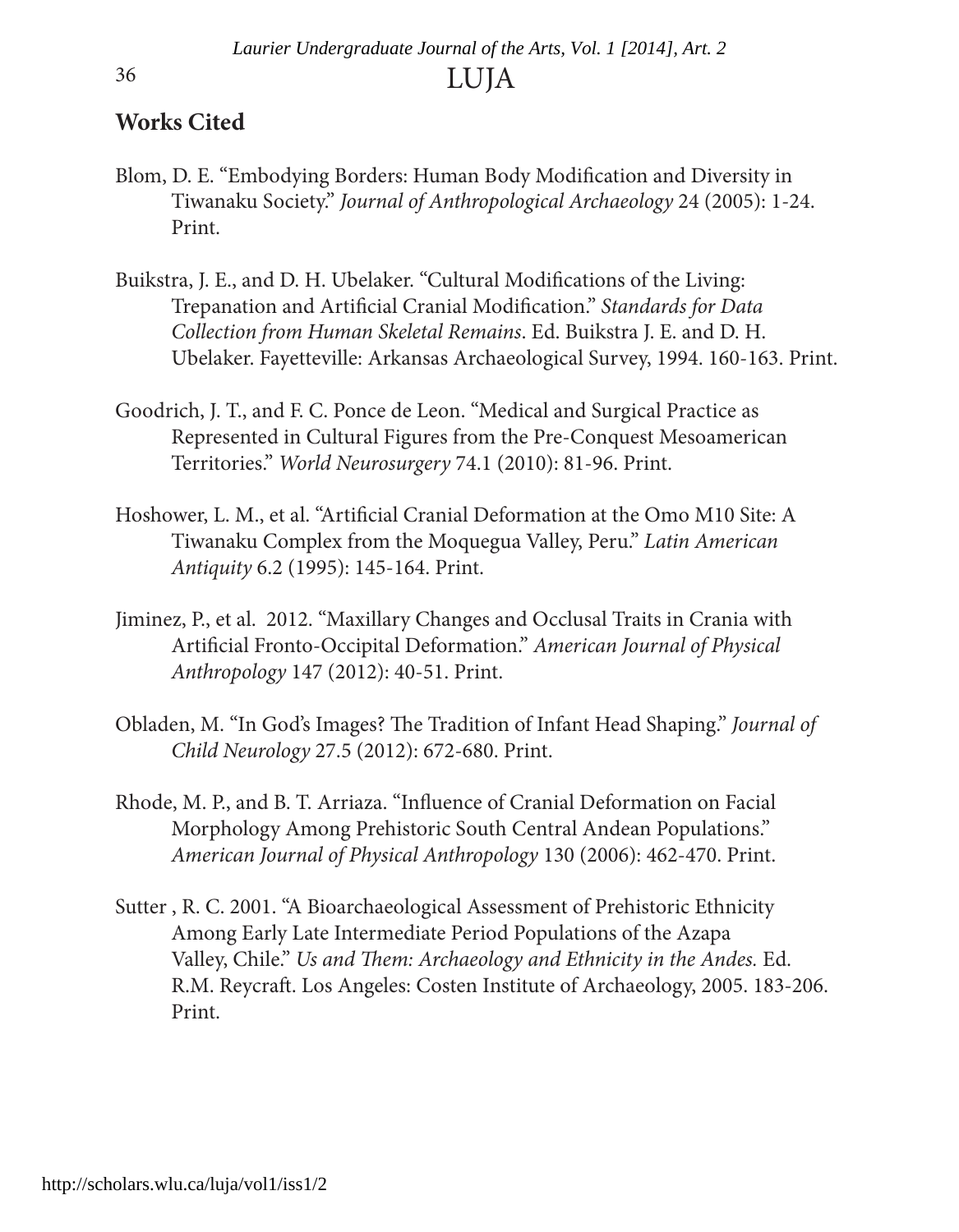## Works Cited

Blom, D. E. "Embodying Borders: Human Body Modification and Diversity in Tiwanaku Society." *Journal of Anthropological Archaeology* 24 (2005): 1-24. Print.

Buikstra, J. E., and D. H. Ubelaker. "Cultural Modifications of the Living: Trepanation and Artificial Cranial Modification." *Standards for Data Collection from Human Skeletal Remains*. Ed. Buikstra J. E. and D. H. Ubelaker. Fayetteville: Arkansas Archaeological Survey, 1994. 160-163. Print.

Goodrich, J. T., and F. C. Ponce de Leon. "Medical and Surgical Practice as Represented in Cultural Figures from the Pre-Conquest Mesoamerican Territories." *World Neurosurgery* 74.1 (2010): 81-96. Print.

Hoshower, L. M., et al. "Artificial Cranial Deformation at the Omo M10 Site: A Tiwanaku Complex from the Moquegua Valley, Peru." *Latin American Antiquity* 6.2 (1995): 145-164. Print.

Jiminez, P., et al. 2012. "Maxillary Changes and Occlusal Traits in Crania with Artificial Fronto-Occipital Deformation." *American Journal of Physical Anthropology* 147 (2012): 40-51. Print.

Obladen, M. "In God's Images? The Tradition of Infant Head Shaping." *Journal of Child Neurology* 27.5 (2012): 672-680. Print.

Rhode, M. P., and B. T. Arriaza. "Influence of Cranial Deformation on Facial Morphology Among Prehistoric South Central Andean Populations." *American Journal of Physical Anthropology* 130 (2006): 462-470. Print.

Sutter , R. C. 2001. "A Bioarchaeological Assessment of Prehistoric Ethnicity Among Early Late Intermediate Period Populations of the Azapa Valley, Chile." *Us and Them: Archaeology and Ethnicity in the Andes.* Ed. R.M. Reycraft. Los Angeles: Costen Institute of Archaeology, 2005. 183-206. Print.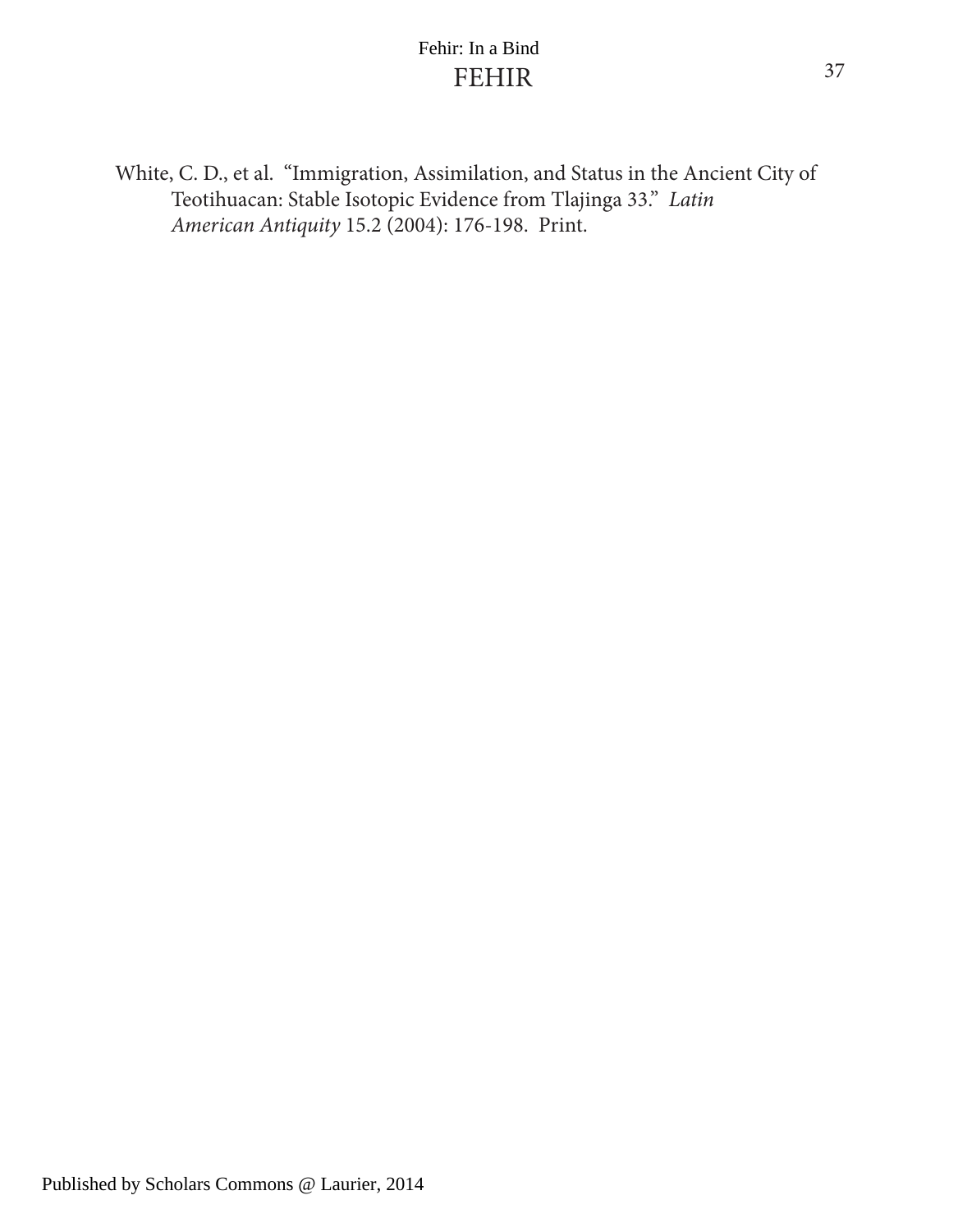White, C. D., et al. "Immigration, Assimilation, and Status in the Ancient City of Teotihuacan: Stable Isotopic Evidence from Tlajinga 33." *Latin American Antiquity* 15.2 (2004): 176-198. Print.